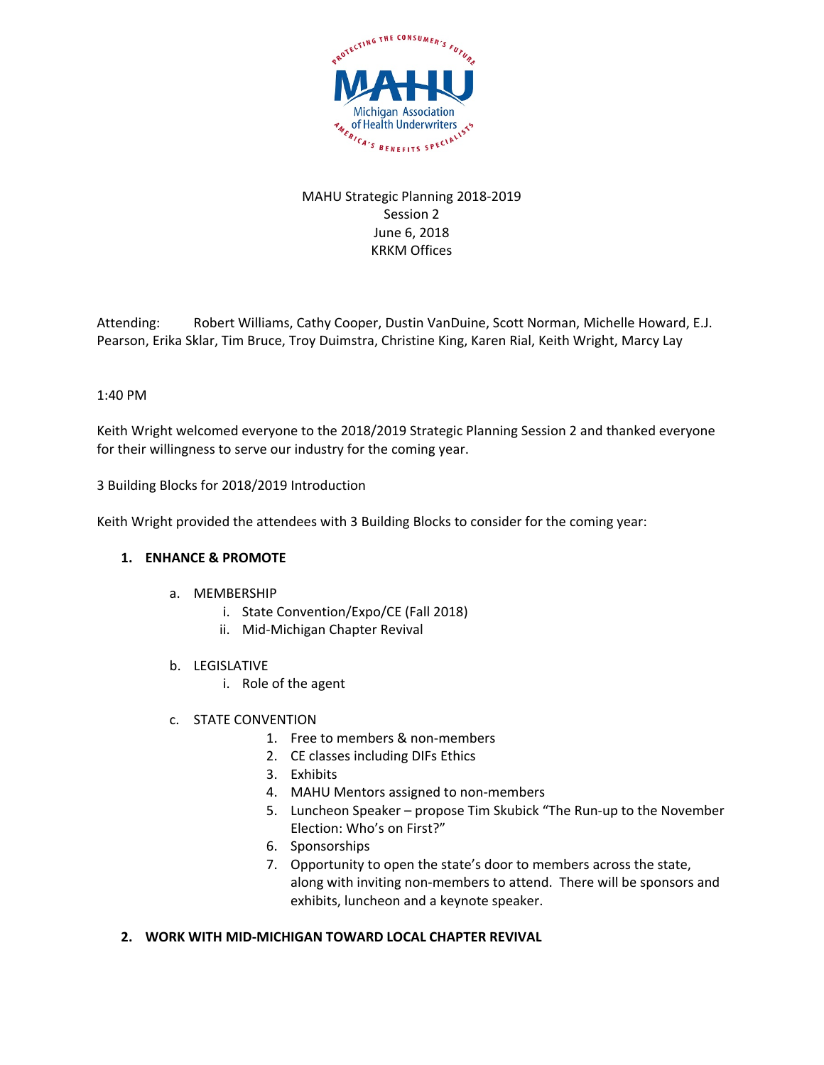MAHU Strategic Planning 2018-2019
Session 2
June 6, 2018
KRKM Offices

Attending: Robert Williams, Cathy Cooper, Dustin VanDuine, Scott Norman, Michelle Howard, E.J. Pearson, Erika Sklar, Tim Bruce, Troy Duimstra, Christine King, Karen Rial, Keith Wright, Marcy Lay

1:40 PM

Keith Wright welcomed everyone to the 2018/2019 Strategic Planning Session 2 and thanked everyone for their willingness to serve our industry for the coming year.

3 Building Blocks for 2018/2019 Introduction

Keith Wright provided the attendees with 3 Building Blocks to consider for the coming year:

1. **ENHANCE & PROMOTE**
   a. MEMBERSHIP
      i. State Convention/Expo/CE (Fall 2018)
      ii. Mid-Michigan Chapter Revival
   b. LEGISLATIVE
      i. Role of the agent
   c. STATE CONVENTION
      1. Free to members & non-members
      2. CE classes including DIFs Ethics
      3. Exhibits
      4. MAHU Mentors assigned to non-members
      5. Luncheon Speaker – propose Tim Skubick "The Run-up to the November Election: Who's on First?"
      6. Sponsorships
      7. Opportunity to open the state's door to members across the state, along with inviting non-members to attend. There will be sponsors and exhibits, luncheon and a keynote speaker.
2. **WORK WITH MID-MICHIGAN TOWARD LOCAL CHAPTER REVIVAL**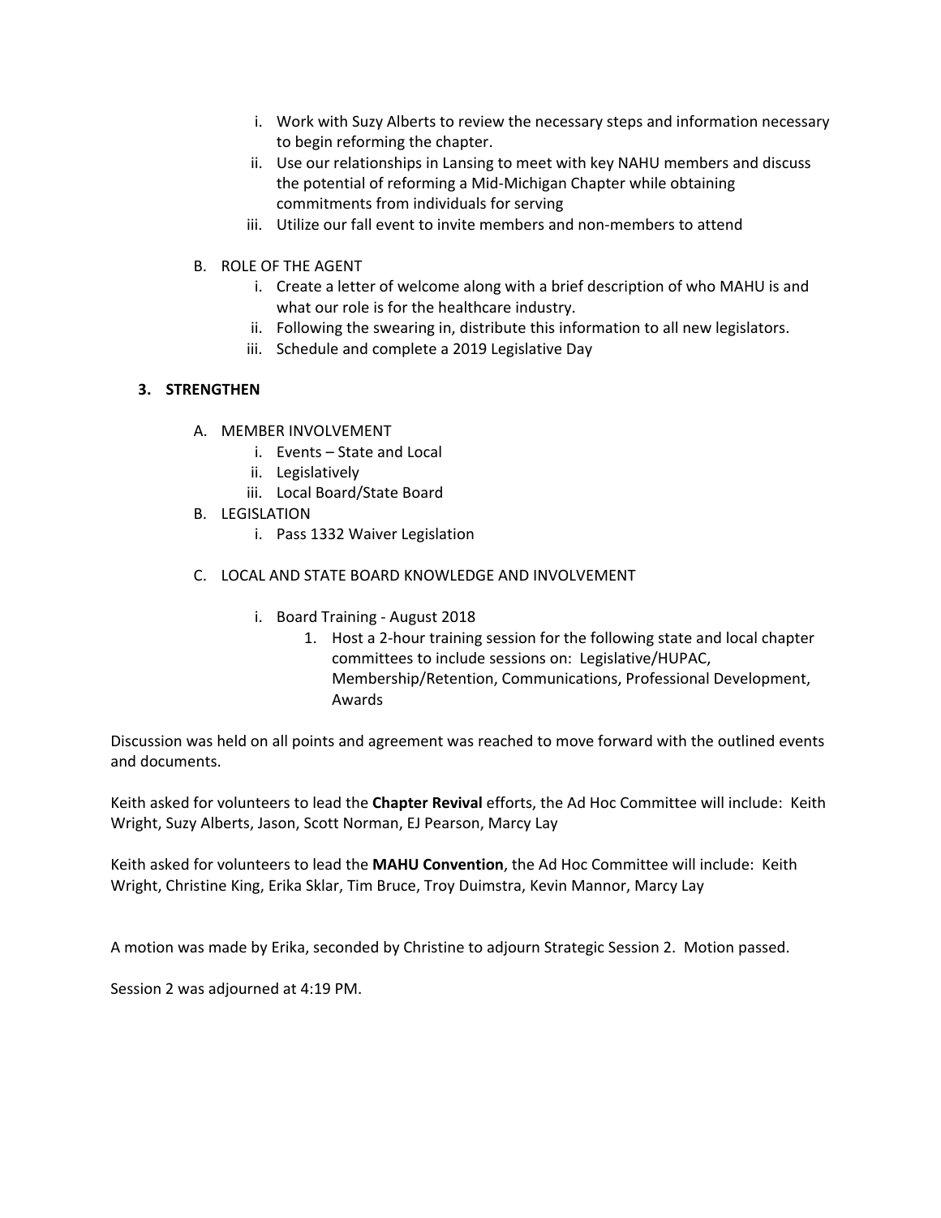i. Work with Suzy Alberts to review the necessary steps and information necessary to begin reforming the chapter.
   ii. Use our relationships in Lansing to meet with key NAHU members and discuss the potential of reforming a Mid-Michigan Chapter while obtaining commitments from individuals for serving
   iii. Utilize our fall event to invite members and non-members to attend

B. ROLE OF THE AGENT
   i. Create a letter of welcome along with a brief description of who MAHU is and what our role is for the healthcare industry.
   ii. Following the swearing in, distribute this information to all new legislators.
   iii. Schedule and complete a 2019 Legislative Day

**3. STRENGTHEN**

A. MEMBER INVOLVEMENT
   i. Events – State and Local
   ii. Legislatively
   iii. Local Board/State Board

B. LEGISLATION
   i. Pass 1332 Waiver Legislation

C. LOCAL AND STATE BOARD KNOWLEDGE AND INVOLVEMENT
   i. Board Training - August 2018
      1. Host a 2-hour training session for the following state and local chapter committees to include sessions on: Legislative/HUPAC, Membership/Retention, Communications, Professional Development, Awards

Discussion was held on all points and agreement was reached to move forward with the outlined events and documents.

Keith asked for volunteers to lead the **Chapter Revival** efforts, the Ad Hoc Committee will include: Keith Wright, Suzy Alberts, Jason, Scott Norman, EJ Pearson, Marcy Lay

Keith asked for volunteers to lead the **MAHU Convention**, the Ad Hoc Committee will include: Keith Wright, Christine King, Erika Sklar, Tim Bruce, Troy Duimstra, Kevin Mannor, Marcy Lay

A motion was made by Erika, seconded by Christine to adjourn Strategic Session 2. Motion passed.

Session 2 was adjourned at 4:19 PM.